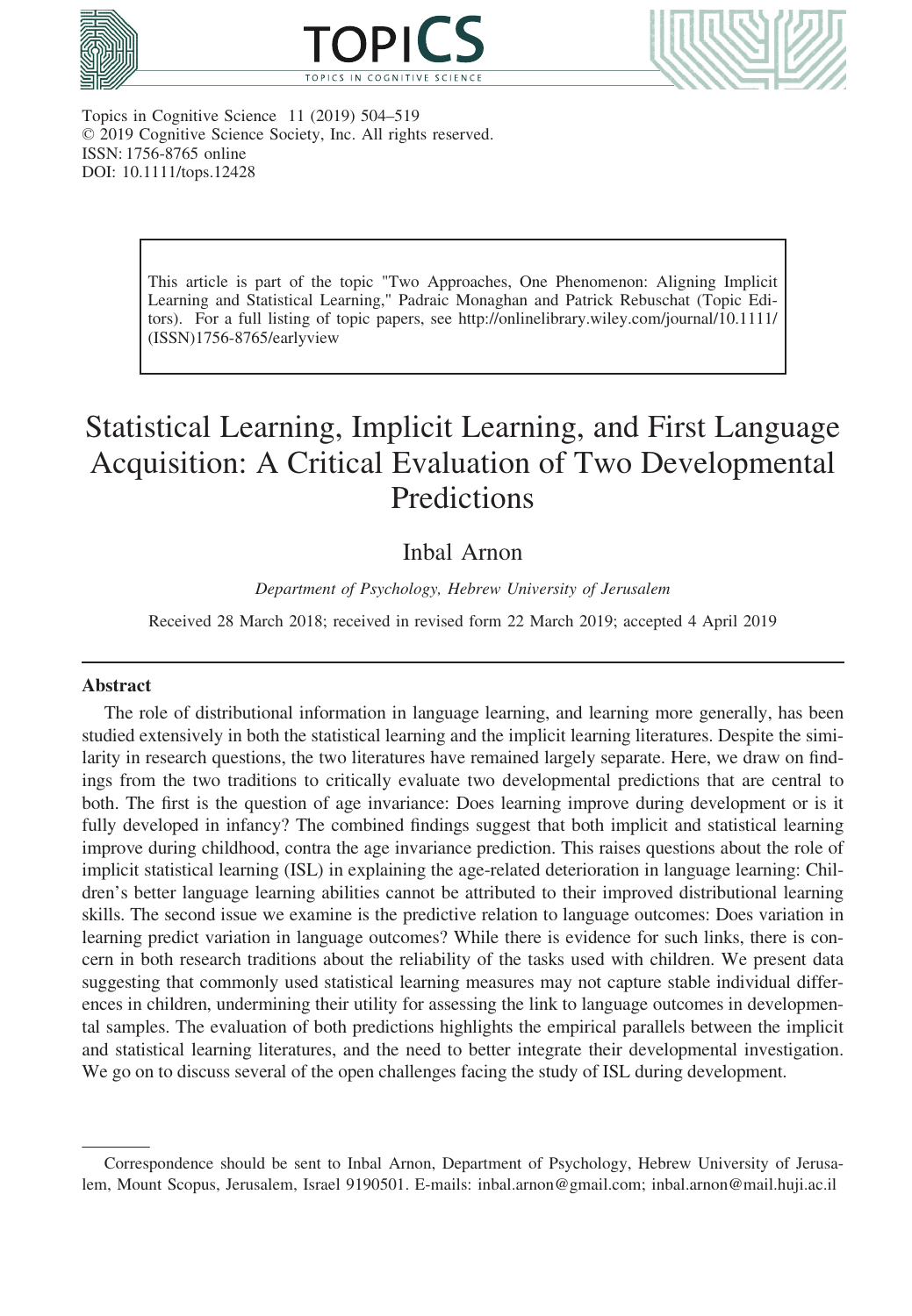This article is part of the topic "Two Approaches, One Phenomenon: Aligning Implicit Learning and Statistical Learning," Padraic Monaghan and Patrick Rebuschat (Topic Editors). For a full listing of topic papers, see http://onlinelibrary.wiley.com/journal/10.1111/(ISSN)1756-8765/earlyview

# Statistical Learning, Implicit Learning, and First Language Acquisition: A Critical Evaluation of Two Developmental Predictions

Inbal Arnon

*Department of Psychology, Hebrew University of Jerusalem*

Received 28 March 2018; received in revised form 22 March 2019; accepted 4 April 2019

## Abstract

The role of distributional information in language learning, and learning more generally, has been studied extensively in both the statistical learning and the implicit learning literatures. Despite the similarity in research questions, the two literatures have remained largely separate. Here, we draw on findings from the two traditions to critically evaluate two developmental predictions that are central to both. The first is the question of age invariance: Does learning improve during development or is it fully developed in infancy? The combined findings suggest that both implicit and statistical learning improve during childhood, contra the age invariance prediction. This raises questions about the role of implicit statistical learning (ISL) in explaining the age-related deterioration in language learning: Children's better language learning abilities cannot be attributed to their improved distributional learning skills. The second issue we examine is the predictive relation to language outcomes: Does variation in learning predict variation in language outcomes? While there is evidence for such links, there is concern in both research traditions about the reliability of the tasks used with children. We present data suggesting that commonly used statistical learning measures may not capture stable individual differences in children, undermining their utility for assessing the link to language outcomes in developmental samples. The evaluation of both predictions highlights the empirical parallels between the implicit and statistical learning literatures, and the need to better integrate their developmental investigation. We go on to discuss several of the open challenges facing the study of ISL during development.

---

Correspondence should be sent to Inbal Arnon, Department of Psychology, Hebrew University of Jerusalem, Mount Scopus, Jerusalem, Israel 9190501. E-mails: inbal.arnon@gmail.com; inbal.arnon@mail.huji.ac.il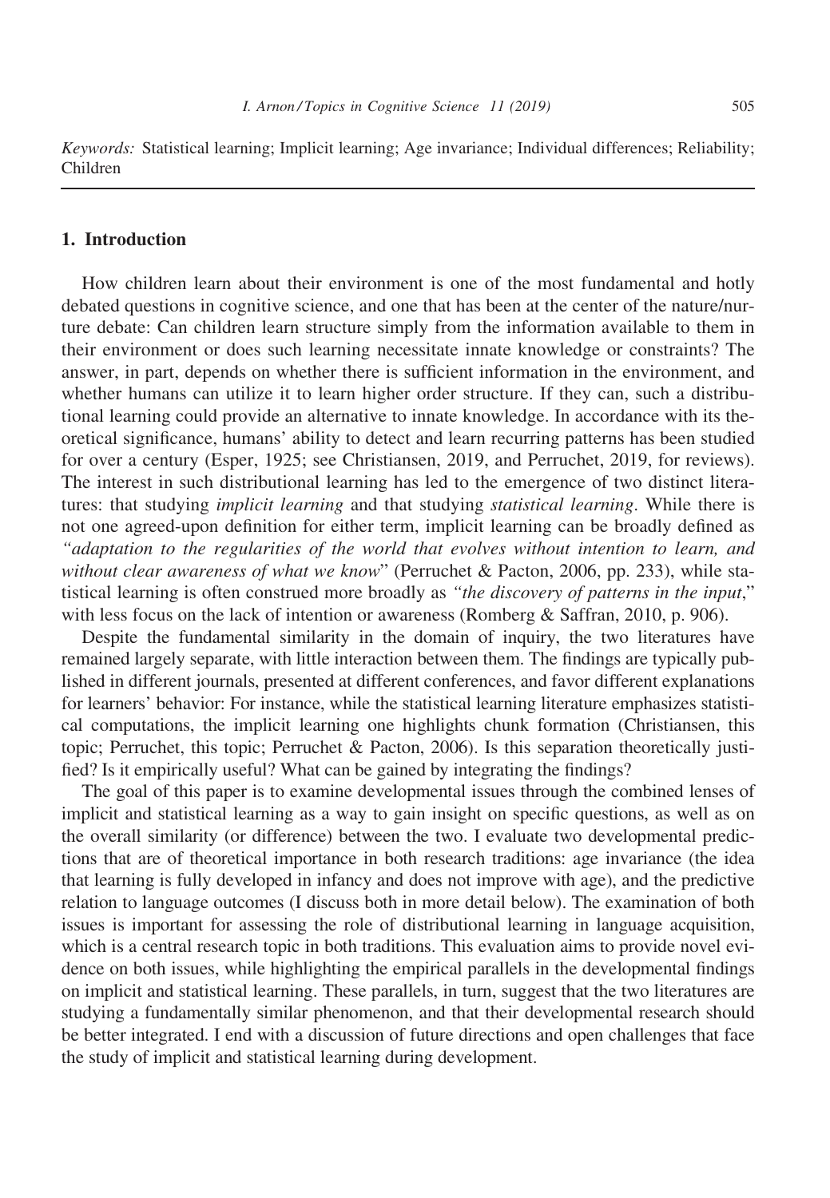*Keywords:* Statistical learning; Implicit learning; Age invariance; Individual differences; Reliability; Children

## 1. Introduction

How children learn about their environment is one of the most fundamental and hotly debated questions in cognitive science, and one that has been at the center of the nature/nurture debate: Can children learn structure simply from the information available to them in their environment or does such learning necessitate innate knowledge or constraints? The answer, in part, depends on whether there is sufficient information in the environment, and whether humans can utilize it to learn higher order structure. If they can, such a distributional learning could provide an alternative to innate knowledge. In accordance with its theoretical significance, humans' ability to detect and learn recurring patterns has been studied for over a century (Esper, 1925; see Christiansen, 2019, and Perruchet, 2019, for reviews). The interest in such distributional learning has led to the emergence of two distinct literatures: that studying *implicit learning* and that studying *statistical learning*. While there is not one agreed-upon definition for either term, implicit learning can be broadly defined as *"adaptation to the regularities of the world that evolves without intention to learn, and without clear awareness of what we know*" (Perruchet & Pacton, 2006, pp. 233), while statistical learning is often construed more broadly as *"the discovery of patterns in the input,"* with less focus on the lack of intention or awareness (Romberg & Saffran, 2010, p. 906).

Despite the fundamental similarity in the domain of inquiry, the two literatures have remained largely separate, with little interaction between them. The findings are typically published in different journals, presented at different conferences, and favor different explanations for learners' behavior: For instance, while the statistical learning literature emphasizes statistical computations, the implicit learning one highlights chunk formation (Christiansen, this topic; Perruchet, this topic; Perruchet & Pacton, 2006). Is this separation theoretically justified? Is it empirically useful? What can be gained by integrating the findings?

The goal of this paper is to examine developmental issues through the combined lenses of implicit and statistical learning as a way to gain insight on specific questions, as well as on the overall similarity (or difference) between the two. I evaluate two developmental predictions that are of theoretical importance in both research traditions: age invariance (the idea that learning is fully developed in infancy and does not improve with age), and the predictive relation to language outcomes (I discuss both in more detail below). The examination of both issues is important for assessing the role of distributional learning in language acquisition, which is a central research topic in both traditions. This evaluation aims to provide novel evidence on both issues, while highlighting the empirical parallels in the developmental findings on implicit and statistical learning. These parallels, in turn, suggest that the two literatures are studying a fundamentally similar phenomenon, and that their developmental research should be better integrated. I end with a discussion of future directions and open challenges that face the study of implicit and statistical learning during development.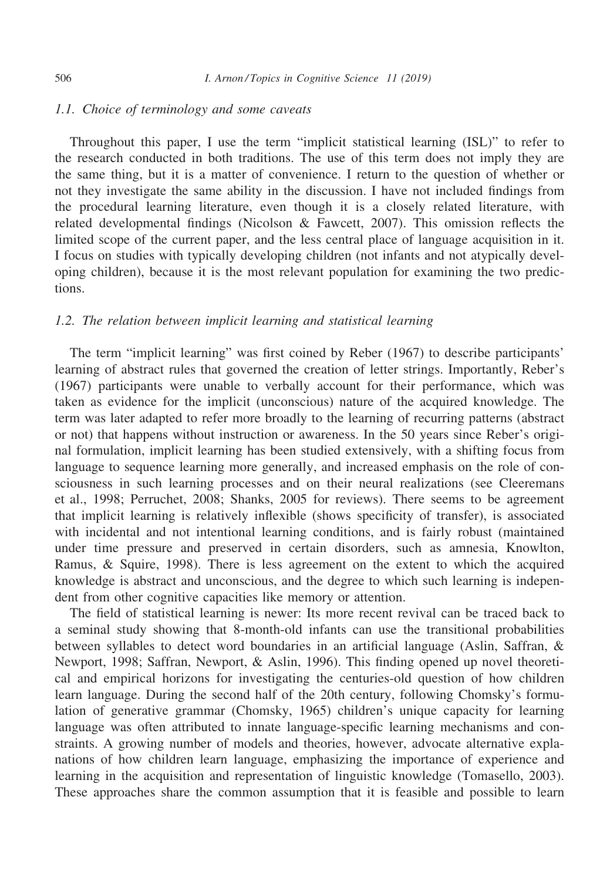### 1.1. Choice of terminology and some caveats

Throughout this paper, I use the term "implicit statistical learning (ISL)" to refer to the research conducted in both traditions. The use of this term does not imply they are the same thing, but it is a matter of convenience. I return to the question of whether or not they investigate the same ability in the discussion. I have not included findings from the procedural learning literature, even though it is a closely related literature, with related developmental findings (Nicolson & Fawcett, 2007). This omission reflects the limited scope of the current paper, and the less central place of language acquisition in it. I focus on studies with typically developing children (not infants and not atypically developing children), because it is the most relevant population for examining the two predictions.

### 1.2. The relation between implicit learning and statistical learning

The term "implicit learning" was first coined by Reber (1967) to describe participants' learning of abstract rules that governed the creation of letter strings. Importantly, Reber's (1967) participants were unable to verbally account for their performance, which was taken as evidence for the implicit (unconscious) nature of the acquired knowledge. The term was later adapted to refer more broadly to the learning of recurring patterns (abstract or not) that happens without instruction or awareness. In the 50 years since Reber's original formulation, implicit learning has been studied extensively, with a shifting focus from language to sequence learning more generally, and increased emphasis on the role of consciousness in such learning processes and on their neural realizations (see Cleeremans et al., 1998; Perruchet, 2008; Shanks, 2005 for reviews). There seems to be agreement that implicit learning is relatively inflexible (shows specificity of transfer), is associated with incidental and not intentional learning conditions, and is fairly robust (maintained under time pressure and preserved in certain disorders, such as amnesia, Knowlton, Ramus, & Squire, 1998). There is less agreement on the extent to which the acquired knowledge is abstract and unconscious, and the degree to which such learning is independent from other cognitive capacities like memory or attention.

The field of statistical learning is newer: Its more recent revival can be traced back to a seminal study showing that 8-month-old infants can use the transitional probabilities between syllables to detect word boundaries in an artificial language (Aslin, Saffran, & Newport, 1998; Saffran, Newport, & Aslin, 1996). This finding opened up novel theoretical and empirical horizons for investigating the centuries-old question of how children learn language. During the second half of the 20th century, following Chomsky's formulation of generative grammar (Chomsky, 1965) children's unique capacity for learning language was often attributed to innate language-specific learning mechanisms and constraints. A growing number of models and theories, however, advocate alternative explanations of how children learn language, emphasizing the importance of experience and learning in the acquisition and representation of linguistic knowledge (Tomasello, 2003). These approaches share the common assumption that it is feasible and possible to learn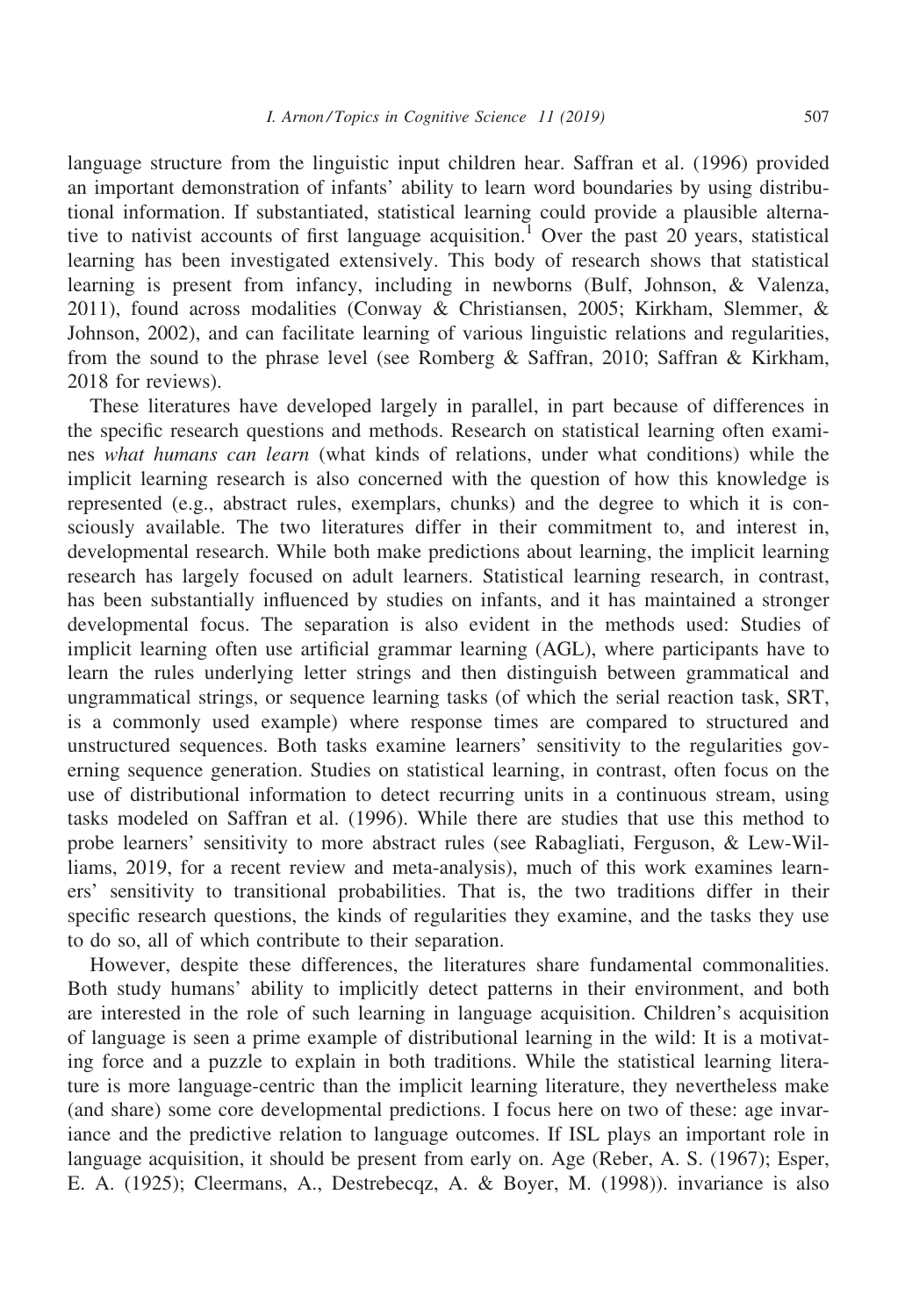language structure from the linguistic input children hear. Saffran et al. (1996) provided an important demonstration of infants' ability to learn word boundaries by using distributional information. If substantiated, statistical learning could provide a plausible alternative to nativist accounts of first language acquisition.[1] Over the past 20 years, statistical learning has been investigated extensively. This body of research shows that statistical learning is present from infancy, including in newborns (Bulf, Johnson, & Valenza, 2011), found across modalities (Conway & Christiansen, 2005; Kirkham, Slemmer, & Johnson, 2002), and can facilitate learning of various linguistic relations and regularities, from the sound to the phrase level (see Romberg & Saffran, 2010; Saffran & Kirkham, 2018 for reviews).

These literatures have developed largely in parallel, in part because of differences in the specific research questions and methods. Research on statistical learning often examines *what humans can learn* (what kinds of relations, under what conditions) while the implicit learning research is also concerned with the question of how this knowledge is represented (e.g., abstract rules, exemplars, chunks) and the degree to which it is consciously available. The two literatures differ in their commitment to, and interest in, developmental research. While both make predictions about learning, the implicit learning research has largely focused on adult learners. Statistical learning research, in contrast, has been substantially influenced by studies on infants, and it has maintained a stronger developmental focus. The separation is also evident in the methods used: Studies of implicit learning often use artificial grammar learning (AGL), where participants have to learn the rules underlying letter strings and then distinguish between grammatical and ungrammatical strings, or sequence learning tasks (of which the serial reaction task, SRT, is a commonly used example) where response times are compared to structured and unstructured sequences. Both tasks examine learners' sensitivity to the regularities governing sequence generation. Studies on statistical learning, in contrast, often focus on the use of distributional information to detect recurring units in a continuous stream, using tasks modeled on Saffran et al. (1996). While there are studies that use this method to probe learners' sensitivity to more abstract rules (see Rabagliati, Ferguson, & Lew-Williams, 2019, for a recent review and meta-analysis), much of this work examines learners' sensitivity to transitional probabilities. That is, the two traditions differ in their specific research questions, the kinds of regularities they examine, and the tasks they use to do so, all of which contribute to their separation.

However, despite these differences, the literatures share fundamental commonalities. Both study humans' ability to implicitly detect patterns in their environment, and both are interested in the role of such learning in language acquisition. Children's acquisition of language is seen a prime example of distributional learning in the wild: It is a motivating force and a puzzle to explain in both traditions. While the statistical learning literature is more language-centric than the implicit learning literature, they nevertheless make (and share) some core developmental predictions. I focus here on two of these: age invariance and the predictive relation to language outcomes. If ISL plays an important role in language acquisition, it should be present from early on. Age (Reber, A. S. (1967); Esper, E. A. (1925); Cleermans, A., Destrebecqz, A. & Boyer, M. (1998)). invariance is also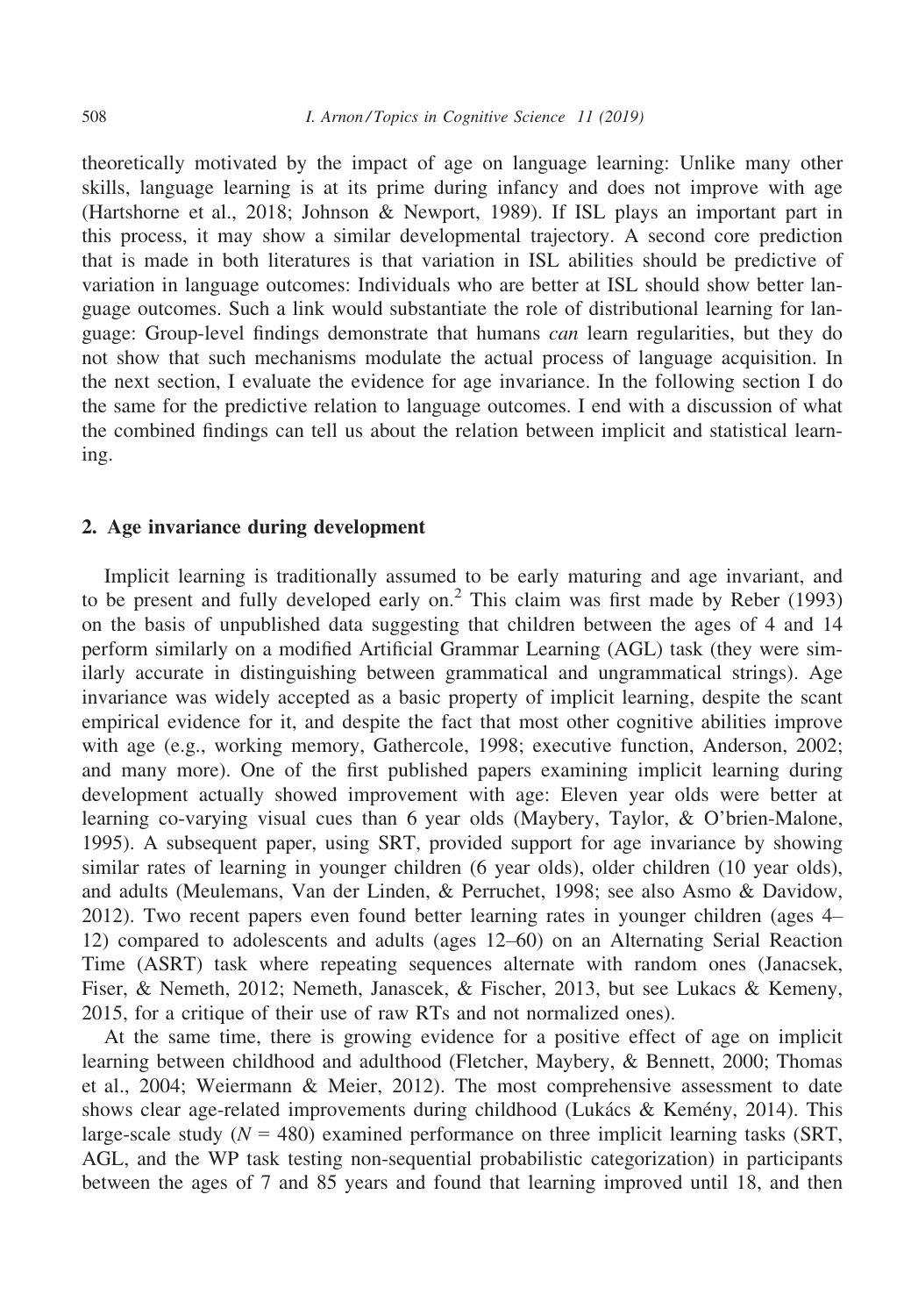theoretically motivated by the impact of age on language learning: Unlike many other skills, language learning is at its prime during infancy and does not improve with age (Hartshorne et al., 2018; Johnson & Newport, 1989). If ISL plays an important part in this process, it may show a similar developmental trajectory. A second core prediction that is made in both literatures is that variation in ISL abilities should be predictive of variation in language outcomes: Individuals who are better at ISL should show better language outcomes. Such a link would substantiate the role of distributional learning for language: Group-level findings demonstrate that humans *can* learn regularities, but they do not show that such mechanisms modulate the actual process of language acquisition. In the next section, I evaluate the evidence for age invariance. In the following section I do the same for the predictive relation to language outcomes. I end with a discussion of what the combined findings can tell us about the relation between implicit and statistical learning.

## 2. Age invariance during development

Implicit learning is traditionally assumed to be early maturing and age invariant, and to be present and fully developed early on.[2] This claim was first made by Reber (1993) on the basis of unpublished data suggesting that children between the ages of 4 and 14 perform similarly on a modified Artificial Grammar Learning (AGL) task (they were similarly accurate in distinguishing between grammatical and ungrammatical strings). Age invariance was widely accepted as a basic property of implicit learning, despite the scant empirical evidence for it, and despite the fact that most other cognitive abilities improve with age (e.g., working memory, Gathercole, 1998; executive function, Anderson, 2002; and many more). One of the first published papers examining implicit learning during development actually showed improvement with age: Eleven year olds were better at learning co-varying visual cues than 6 year olds (Maybery, Taylor, & O'brien-Malone, 1995). A subsequent paper, using SRT, provided support for age invariance by showing similar rates of learning in younger children (6 year olds), older children (10 year olds), and adults (Meulemans, Van der Linden, & Perruchet, 1998; see also Asmo & Davidow, 2012). Two recent papers even found better learning rates in younger children (ages 4–12) compared to adolescents and adults (ages 12–60) on an Alternating Serial Reaction Time (ASRT) task where repeating sequences alternate with random ones (Janacsek, Fiser, & Nemeth, 2012; Nemeth, Janascek, & Fischer, 2013, but see Lukacs & Kemeny, 2015, for a critique of their use of raw RTs and not normalized ones).

At the same time, there is growing evidence for a positive effect of age on implicit learning between childhood and adulthood (Fletcher, Maybery, & Bennett, 2000; Thomas et al., 2004; Weiermann & Meier, 2012). The most comprehensive assessment to date shows clear age-related improvements during childhood (Lukács & Kemény, 2014). This large-scale study ($N = 480$) examined performance on three implicit learning tasks (SRT, AGL, and the WP task testing non-sequential probabilistic categorization) in participants between the ages of 7 and 85 years and found that learning improved until 18, and then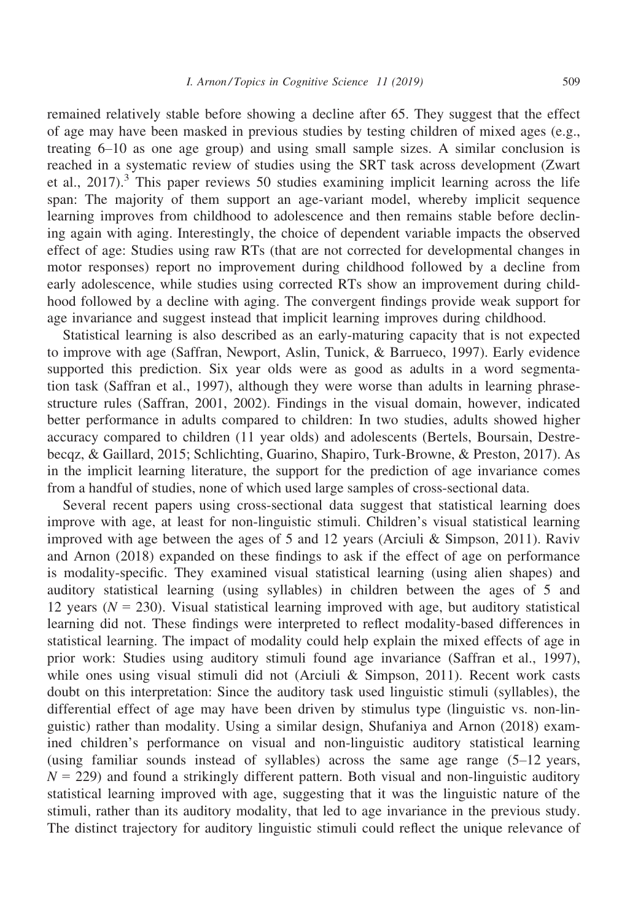remained relatively stable before showing a decline after 65. They suggest that the effect of age may have been masked in previous studies by testing children of mixed ages (e.g., treating 6–10 as one age group) and using small sample sizes. A similar conclusion is reached in a systematic review of studies using the SRT task across development (Zwart et al., 2017).[3] This paper reviews 50 studies examining implicit learning across the life span: The majority of them support an age-variant model, whereby implicit sequence learning improves from childhood to adolescence and then remains stable before declining again with aging. Interestingly, the choice of dependent variable impacts the observed effect of age: Studies using raw RTs (that are not corrected for developmental changes in motor responses) report no improvement during childhood followed by a decline from early adolescence, while studies using corrected RTs show an improvement during childhood followed by a decline with aging. The convergent findings provide weak support for age invariance and suggest instead that implicit learning improves during childhood.

Statistical learning is also described as an early-maturing capacity that is not expected to improve with age (Saffran, Newport, Aslin, Tunick, & Barrueco, 1997). Early evidence supported this prediction. Six year olds were as good as adults in a word segmentation task (Saffran et al., 1997), although they were worse than adults in learning phrase-structure rules (Saffran, 2001, 2002). Findings in the visual domain, however, indicated better performance in adults compared to children: In two studies, adults showed higher accuracy compared to children (11 year olds) and adolescents (Bertels, Boursain, Destrebecqz, & Gaillard, 2015; Schlichting, Guarino, Shapiro, Turk-Browne, & Preston, 2017). As in the implicit learning literature, the support for the prediction of age invariance comes from a handful of studies, none of which used large samples of cross-sectional data.

Several recent papers using cross-sectional data suggest that statistical learning does improve with age, at least for non-linguistic stimuli. Children's visual statistical learning improved with age between the ages of 5 and 12 years (Arciuli & Simpson, 2011). Raviv and Arnon (2018) expanded on these findings to ask if the effect of age on performance is modality-specific. They examined visual statistical learning (using alien shapes) and auditory statistical learning (using syllables) in children between the ages of 5 and 12 years ($N = 230$). Visual statistical learning improved with age, but auditory statistical learning did not. These findings were interpreted to reflect modality-based differences in statistical learning. The impact of modality could help explain the mixed effects of age in prior work: Studies using auditory stimuli found age invariance (Saffran et al., 1997), while ones using visual stimuli did not (Arciuli & Simpson, 2011). Recent work casts doubt on this interpretation: Since the auditory task used linguistic stimuli (syllables), the differential effect of age may have been driven by stimulus type (linguistic vs. non-linguistic) rather than modality. Using a similar design, Shufaniya and Arnon (2018) examined children's performance on visual and non-linguistic auditory statistical learning (using familiar sounds instead of syllables) across the same age range (5–12 years, $N = 229$) and found a strikingly different pattern. Both visual and non-linguistic auditory statistical learning improved with age, suggesting that it was the linguistic nature of the stimuli, rather than its auditory modality, that led to age invariance in the previous study. The distinct trajectory for auditory linguistic stimuli could reflect the unique relevance of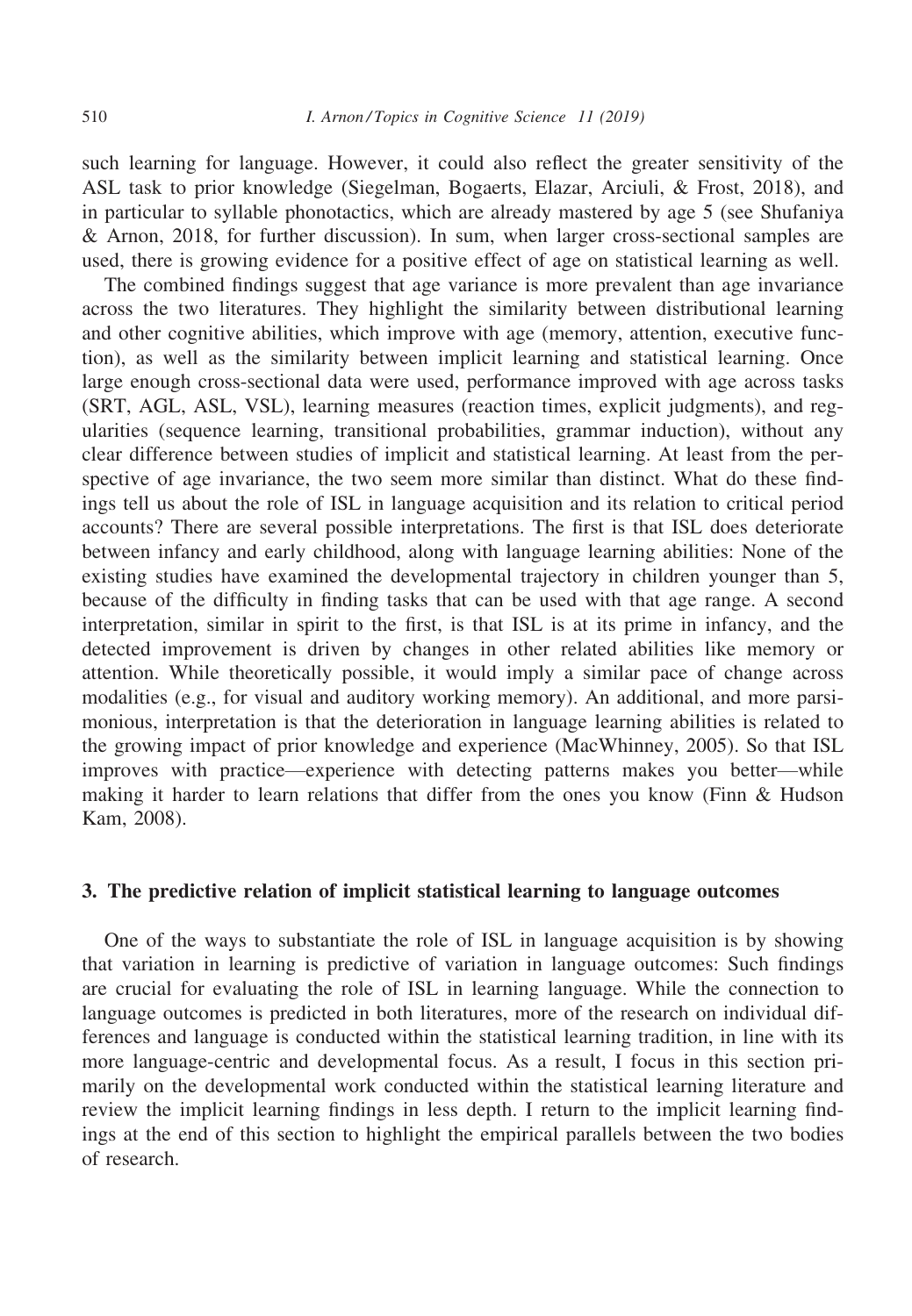such learning for language. However, it could also reflect the greater sensitivity of the ASL task to prior knowledge (Siegelman, Bogaerts, Elazar, Arciuli, & Frost, 2018), and in particular to syllable phonotactics, which are already mastered by age 5 (see Shufaniya & Arnon, 2018, for further discussion). In sum, when larger cross-sectional samples are used, there is growing evidence for a positive effect of age on statistical learning as well.

The combined findings suggest that age variance is more prevalent than age invariance across the two literatures. They highlight the similarity between distributional learning and other cognitive abilities, which improve with age (memory, attention, executive function), as well as the similarity between implicit learning and statistical learning. Once large enough cross-sectional data were used, performance improved with age across tasks (SRT, AGL, ASL, VSL), learning measures (reaction times, explicit judgments), and regularities (sequence learning, transitional probabilities, grammar induction), without any clear difference between studies of implicit and statistical learning. At least from the perspective of age invariance, the two seem more similar than distinct. What do these findings tell us about the role of ISL in language acquisition and its relation to critical period accounts? There are several possible interpretations. The first is that ISL does deteriorate between infancy and early childhood, along with language learning abilities: None of the existing studies have examined the developmental trajectory in children younger than 5, because of the difficulty in finding tasks that can be used with that age range. A second interpretation, similar in spirit to the first, is that ISL is at its prime in infancy, and the detected improvement is driven by changes in other related abilities like memory or attention. While theoretically possible, it would imply a similar pace of change across modalities (e.g., for visual and auditory working memory). An additional, and more parsimonious, interpretation is that the deterioration in language learning abilities is related to the growing impact of prior knowledge and experience (MacWhinney, 2005). So that ISL improves with practice—experience with detecting patterns makes you better—while making it harder to learn relations that differ from the ones you know (Finn & Hudson Kam, 2008).

## 3. The predictive relation of implicit statistical learning to language outcomes

One of the ways to substantiate the role of ISL in language acquisition is by showing that variation in learning is predictive of variation in language outcomes: Such findings are crucial for evaluating the role of ISL in learning language. While the connection to language outcomes is predicted in both literatures, more of the research on individual differences and language is conducted within the statistical learning tradition, in line with its more language-centric and developmental focus. As a result, I focus in this section primarily on the developmental work conducted within the statistical learning literature and review the implicit learning findings in less depth. I return to the implicit learning findings at the end of this section to highlight the empirical parallels between the two bodies of research.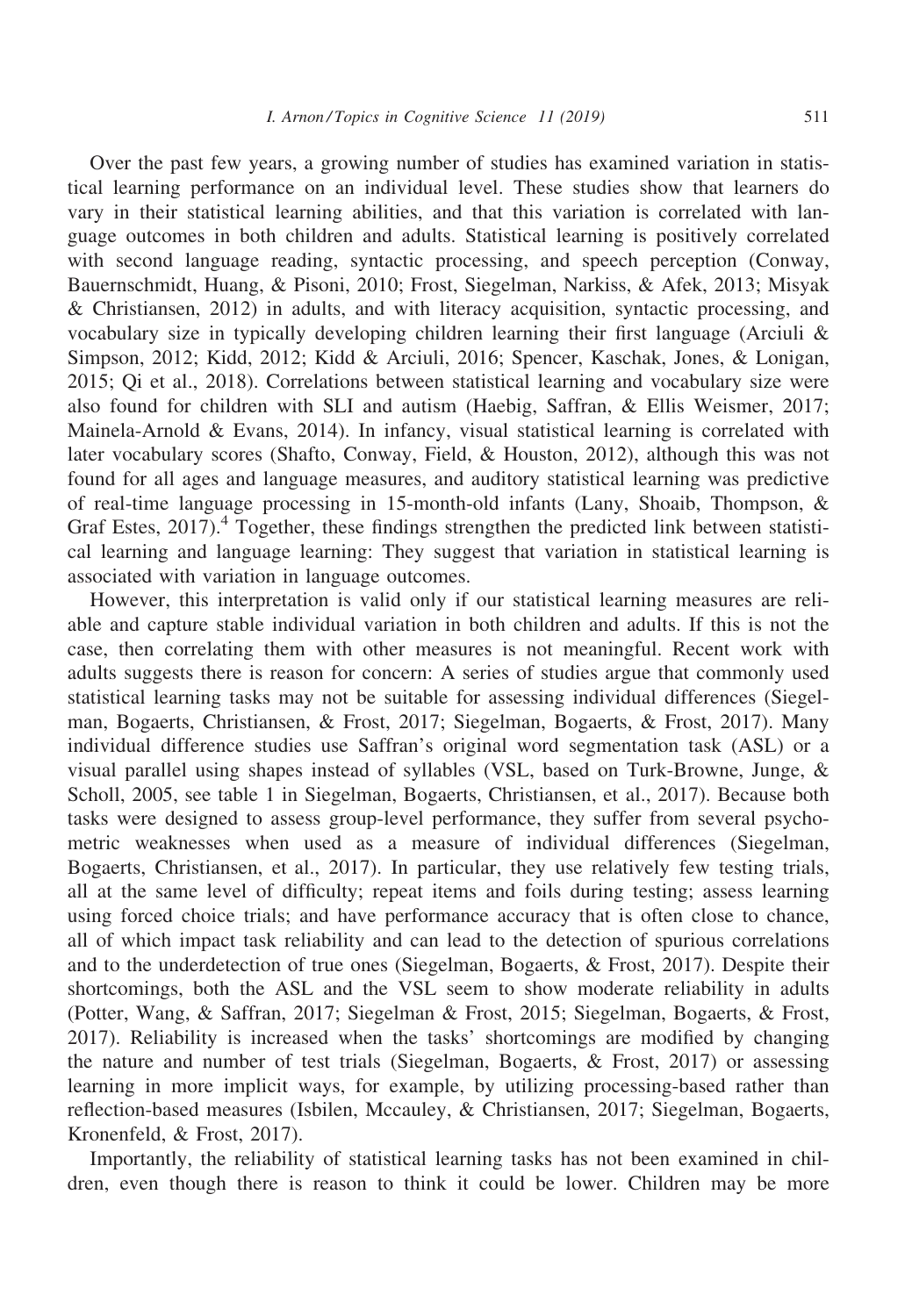Over the past few years, a growing number of studies has examined variation in statistical learning performance on an individual level. These studies show that learners do vary in their statistical learning abilities, and that this variation is correlated with language outcomes in both children and adults. Statistical learning is positively correlated with second language reading, syntactic processing, and speech perception (Conway, Bauernschmidt, Huang, & Pisoni, 2010; Frost, Siegelman, Narkiss, & Afek, 2013; Misyak & Christiansen, 2012) in adults, and with literacy acquisition, syntactic processing, and vocabulary size in typically developing children learning their first language (Arciuli & Simpson, 2012; Kidd, 2012; Kidd & Arciuli, 2016; Spencer, Kaschak, Jones, & Lonigan, 2015; Qi et al., 2018). Correlations between statistical learning and vocabulary size were also found for children with SLI and autism (Haebig, Saffran, & Ellis Weismer, 2017; Mainela-Arnold & Evans, 2014). In infancy, visual statistical learning is correlated with later vocabulary scores (Shafto, Conway, Field, & Houston, 2012), although this was not found for all ages and language measures, and auditory statistical learning was predictive of real-time language processing in 15-month-old infants (Lany, Shoaib, Thompson, & Graf Estes, 2017).[4] Together, these findings strengthen the predicted link between statistical learning and language learning: They suggest that variation in statistical learning is associated with variation in language outcomes.

However, this interpretation is valid only if our statistical learning measures are reliable and capture stable individual variation in both children and adults. If this is not the case, then correlating them with other measures is not meaningful. Recent work with adults suggests there is reason for concern: A series of studies argue that commonly used statistical learning tasks may not be suitable for assessing individual differences (Siegelman, Bogaerts, Christiansen, & Frost, 2017; Siegelman, Bogaerts, & Frost, 2017). Many individual difference studies use Saffran's original word segmentation task (ASL) or a visual parallel using shapes instead of syllables (VSL, based on Turk-Browne, Junge, & Scholl, 2005, see table 1 in Siegelman, Bogaerts, Christiansen, et al., 2017). Because both tasks were designed to assess group-level performance, they suffer from several psychometric weaknesses when used as a measure of individual differences (Siegelman, Bogaerts, Christiansen, et al., 2017). In particular, they use relatively few testing trials, all at the same level of difficulty; repeat items and foils during testing; assess learning using forced choice trials; and have performance accuracy that is often close to chance, all of which impact task reliability and can lead to the detection of spurious correlations and to the underdetection of true ones (Siegelman, Bogaerts, & Frost, 2017). Despite their shortcomings, both the ASL and the VSL seem to show moderate reliability in adults (Potter, Wang, & Saffran, 2017; Siegelman & Frost, 2015; Siegelman, Bogaerts, & Frost, 2017). Reliability is increased when the tasks' shortcomings are modified by changing the nature and number of test trials (Siegelman, Bogaerts, & Frost, 2017) or assessing learning in more implicit ways, for example, by utilizing processing-based rather than reflection-based measures (Isbilen, Mccauley, & Christiansen, 2017; Siegelman, Bogaerts, Kronenfeld, & Frost, 2017).

Importantly, the reliability of statistical learning tasks has not been examined in children, even though there is reason to think it could be lower. Children may be more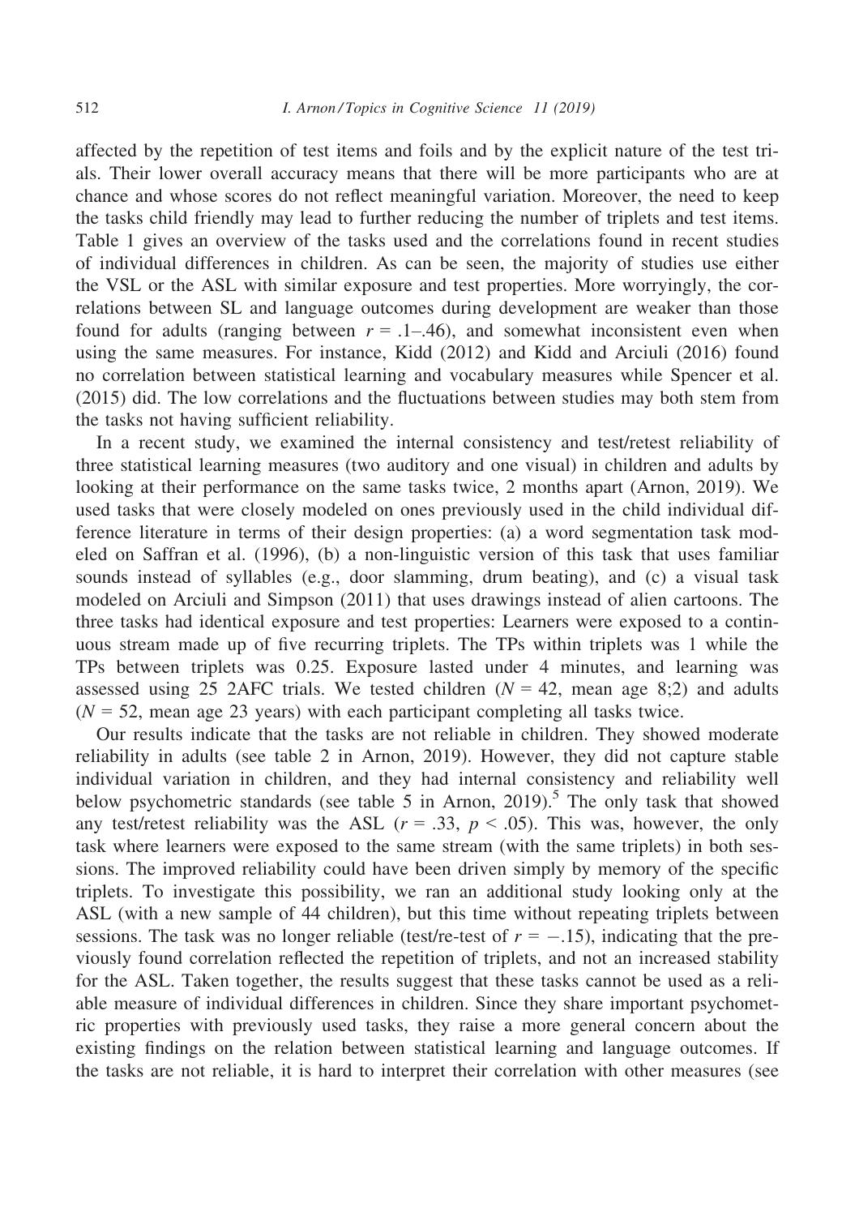affected by the repetition of test items and foils and by the explicit nature of the test trials. Their lower overall accuracy means that there will be more participants who are at chance and whose scores do not reflect meaningful variation. Moreover, the need to keep the tasks child friendly may lead to further reducing the number of triplets and test items. Table 1 gives an overview of the tasks used and the correlations found in recent studies of individual differences in children. As can be seen, the majority of studies use either the VSL or the ASL with similar exposure and test properties. More worryingly, the correlations between SL and language outcomes during development are weaker than those found for adults (ranging between $r = .1$–$.46$), and somewhat inconsistent even when using the same measures. For instance, Kidd (2012) and Kidd and Arciuli (2016) found no correlation between statistical learning and vocabulary measures while Spencer et al. (2015) did. The low correlations and the fluctuations between studies may both stem from the tasks not having sufficient reliability.

In a recent study, we examined the internal consistency and test/retest reliability of three statistical learning measures (two auditory and one visual) in children and adults by looking at their performance on the same tasks twice, 2 months apart (Arnon, 2019). We used tasks that were closely modeled on ones previously used in the child individual difference literature in terms of their design properties: (a) a word segmentation task modeled on Saffran et al. (1996), (b) a non-linguistic version of this task that uses familiar sounds instead of syllables (e.g., door slamming, drum beating), and (c) a visual task modeled on Arciuli and Simpson (2011) that uses drawings instead of alien cartoons. The three tasks had identical exposure and test properties: Learners were exposed to a continuous stream made up of five recurring triplets. The TPs within triplets was 1 while the TPs between triplets was 0.25. Exposure lasted under 4 minutes, and learning was assessed using 25 2AFC trials. We tested children ($N = 42$, mean age 8;2) and adults ($N = 52$, mean age 23 years) with each participant completing all tasks twice.

Our results indicate that the tasks are not reliable in children. They showed moderate reliability in adults (see table 2 in Arnon, 2019). However, they did not capture stable individual variation in children, and they had internal consistency and reliability well below psychometric standards (see table 5 in Arnon, 2019).[5] The only task that showed any test/retest reliability was the ASL ($r = .33$, $p < .05$). This was, however, the only task where learners were exposed to the same stream (with the same triplets) in both sessions. The improved reliability could have been driven simply by memory of the specific triplets. To investigate this possibility, we ran an additional study looking only at the ASL (with a new sample of 44 children), but this time without repeating triplets between sessions. The task was no longer reliable (test/re-test of $r = -.15$), indicating that the previously found correlation reflected the repetition of triplets, and not an increased stability for the ASL. Taken together, the results suggest that these tasks cannot be used as a reliable measure of individual differences in children. Since they share important psychometric properties with previously used tasks, they raise a more general concern about the existing findings on the relation between statistical learning and language outcomes. If the tasks are not reliable, it is hard to interpret their correlation with other measures (see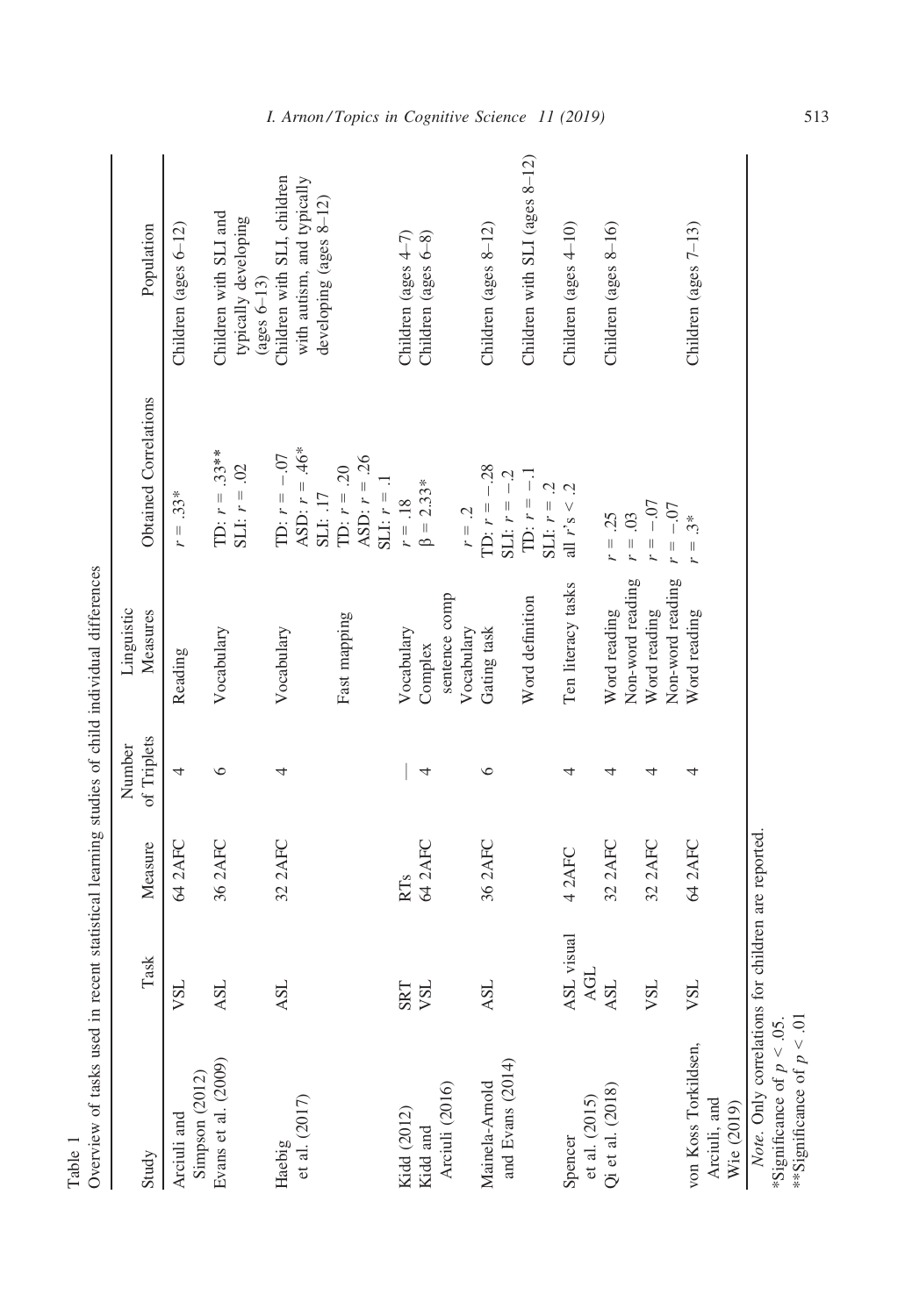Table 1

Overview of tasks used in recent statistical learning studies of child individual differences

| Study | Task | Measure | Number of Triplets | Linguistic Measures | Obtained Correlations | Population |
|---|---|---|---|---|---|---|
| Arciuli and Simpson (2012) | VSL | 64 2AFC | 4 | Reading | $r = .33$* | Children (ages 6–12) |
| Evans et al. (2009) | ASL | 36 2AFC | 6 | Vocabulary | TD: $r = .33$** SLI: $r = .02$ | Children with SLI and typically developing (ages 6–13) |
| Haebig et al. (2017) | ASL | 32 2AFC | 4 | Vocabulary | TD: $r = -.07$ ASD: $r = .46$* SLI: .17 | Children with SLI, children with autism, and typically developing (ages 8–12) |
| | | | | Fast mapping | TD: $r = .20$ ASD: $r = .26$ SLI: $r = .1$ | |
| Kidd (2012) | SRT | RTs | — | Vocabulary | $r = .18$ | Children (ages 4–7) |
| Kidd and Arciuli (2016) | VSL | 64 2AFC | 4 | Complex sentence comp | $\beta = 2.33$* | Children (ages 6–8) |
| | | | | Vocabulary | $r = .2$ | |
| Mainela-Arnold and Evans (2014) | ASL | 36 2AFC | 6 | Gating task | TD: $r = -.28$ SLI: $r = -.2$ | Children (ages 8–12) |
| | | | | Word definition | TD: $r = -.1$ SLI: $r = .2$ | Children with SLI (ages 8–12) |
| Spencer et al. (2015) | ASL visual AGL | 4 2AFC | 4 | Ten literacy tasks | all $r$'s < .2 | Children (ages 4–10) |
| Qi et al. (2018) | ASL | 32 2AFC | 4 | Word reading | $r = .25$ | Children (ages 8–16) |
| | | | | Non-word reading | $r = .03$ | |
| | VSL | 32 2AFC | 4 | Word reading | $r = -.07$ | |
| | | | | Non-word reading | $r = -.07$ | |
| von Koss Torkildsen, Arciuli, and Wie (2019) | VSL | 64 2AFC | 4 | Word reading | $r = .3$* | Children (ages 7–13) |

*Note.* Only correlations for children are reported.
*Significance of $p < .05$.
**Significance of $p < .01$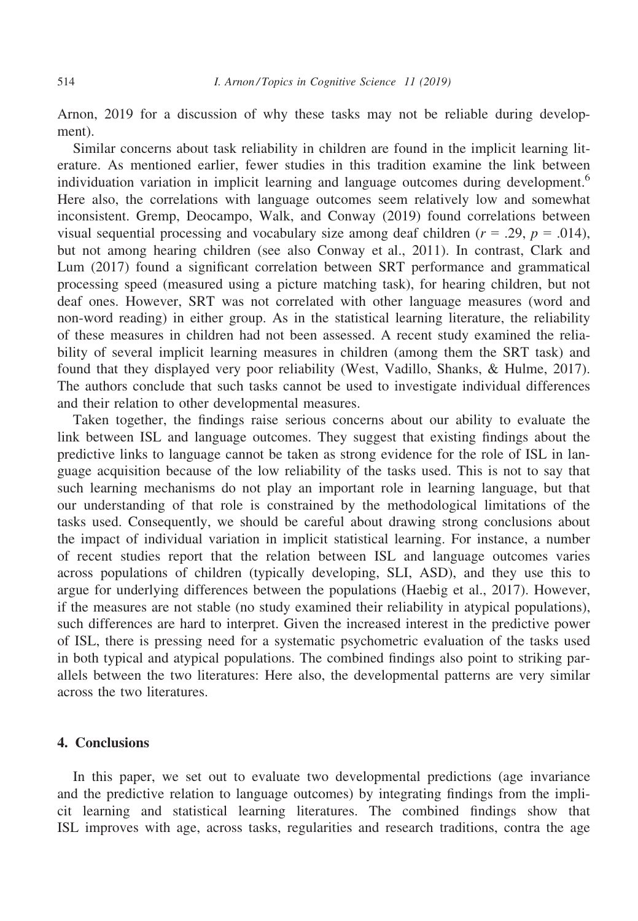Arnon, 2019 for a discussion of why these tasks may not be reliable during development).

Similar concerns about task reliability in children are found in the implicit learning literature. As mentioned earlier, fewer studies in this tradition examine the link between individuation variation in implicit learning and language outcomes during development.[6] Here also, the correlations with language outcomes seem relatively low and somewhat inconsistent. Gremp, Deocampo, Walk, and Conway (2019) found correlations between visual sequential processing and vocabulary size among deaf children ($r = .29$, $p = .014$), but not among hearing children (see also Conway et al., 2011). In contrast, Clark and Lum (2017) found a significant correlation between SRT performance and grammatical processing speed (measured using a picture matching task), for hearing children, but not deaf ones. However, SRT was not correlated with other language measures (word and non-word reading) in either group. As in the statistical learning literature, the reliability of these measures in children had not been assessed. A recent study examined the reliability of several implicit learning measures in children (among them the SRT task) and found that they displayed very poor reliability (West, Vadillo, Shanks, & Hulme, 2017). The authors conclude that such tasks cannot be used to investigate individual differences and their relation to other developmental measures.

Taken together, the findings raise serious concerns about our ability to evaluate the link between ISL and language outcomes. They suggest that existing findings about the predictive links to language cannot be taken as strong evidence for the role of ISL in language acquisition because of the low reliability of the tasks used. This is not to say that such learning mechanisms do not play an important role in learning language, but that our understanding of that role is constrained by the methodological limitations of the tasks used. Consequently, we should be careful about drawing strong conclusions about the impact of individual variation in implicit statistical learning. For instance, a number of recent studies report that the relation between ISL and language outcomes varies across populations of children (typically developing, SLI, ASD), and they use this to argue for underlying differences between the populations (Haebig et al., 2017). However, if the measures are not stable (no study examined their reliability in atypical populations), such differences are hard to interpret. Given the increased interest in the predictive power of ISL, there is pressing need for a systematic psychometric evaluation of the tasks used in both typical and atypical populations. The combined findings also point to striking parallels between the two literatures: Here also, the developmental patterns are very similar across the two literatures.

## 4. Conclusions

In this paper, we set out to evaluate two developmental predictions (age invariance and the predictive relation to language outcomes) by integrating findings from the implicit learning and statistical learning literatures. The combined findings show that ISL improves with age, across tasks, regularities and research traditions, contra the age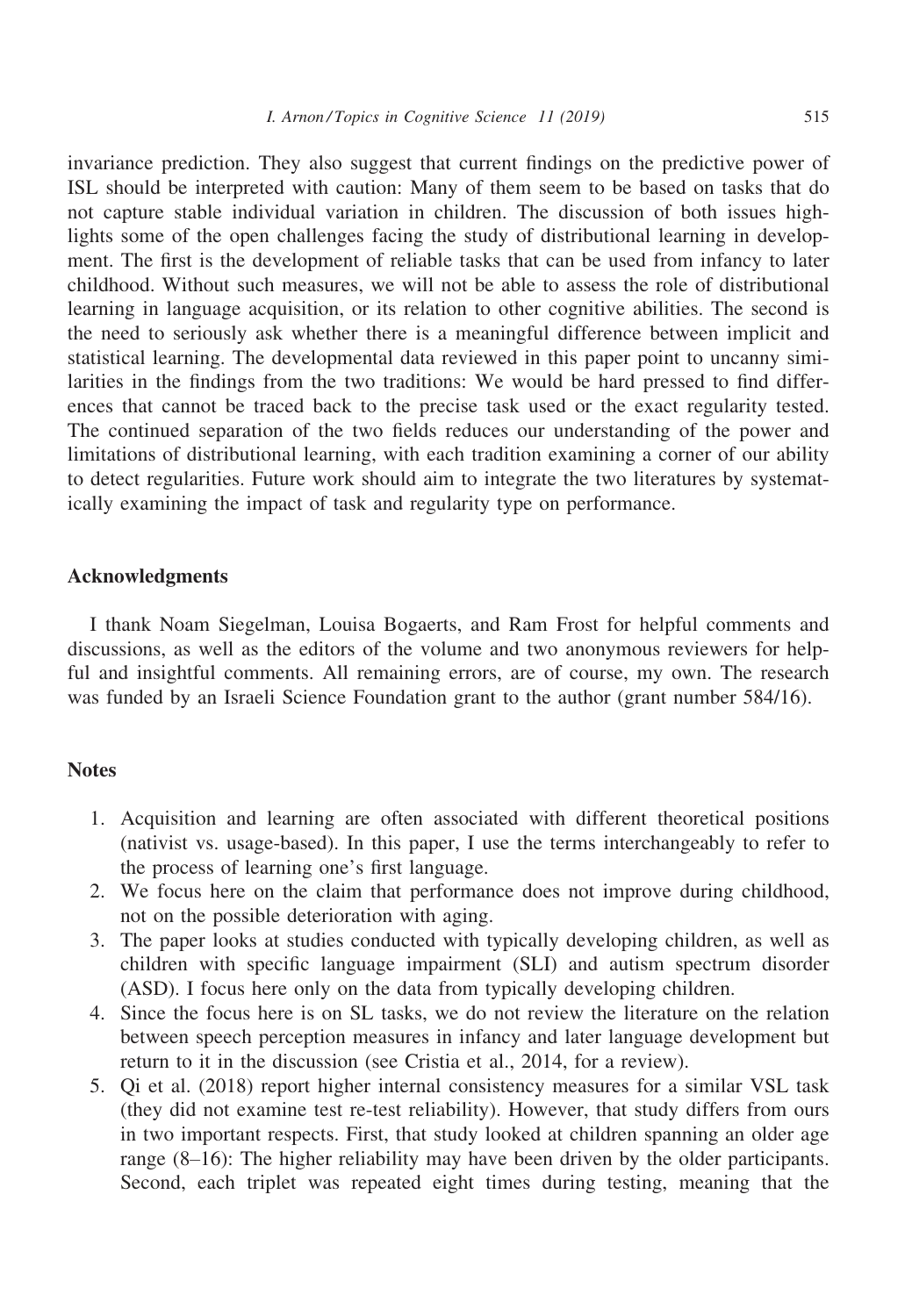invariance prediction. They also suggest that current findings on the predictive power of ISL should be interpreted with caution: Many of them seem to be based on tasks that do not capture stable individual variation in children. The discussion of both issues highlights some of the open challenges facing the study of distributional learning in development. The first is the development of reliable tasks that can be used from infancy to later childhood. Without such measures, we will not be able to assess the role of distributional learning in language acquisition, or its relation to other cognitive abilities. The second is the need to seriously ask whether there is a meaningful difference between implicit and statistical learning. The developmental data reviewed in this paper point to uncanny similarities in the findings from the two traditions: We would be hard pressed to find differences that cannot be traced back to the precise task used or the exact regularity tested. The continued separation of the two fields reduces our understanding of the power and limitations of distributional learning, with each tradition examining a corner of our ability to detect regularities. Future work should aim to integrate the two literatures by systematically examining the impact of task and regularity type on performance.

## Acknowledgments

I thank Noam Siegelman, Louisa Bogaerts, and Ram Frost for helpful comments and discussions, as well as the editors of the volume and two anonymous reviewers for helpful and insightful comments. All remaining errors, are of course, my own. The research was funded by an Israeli Science Foundation grant to the author (grant number 584/16).

## Notes

1. Acquisition and learning are often associated with different theoretical positions (nativist vs. usage-based). In this paper, I use the terms interchangeably to refer to the process of learning one's first language.
2. We focus here on the claim that performance does not improve during childhood, not on the possible deterioration with aging.
3. The paper looks at studies conducted with typically developing children, as well as children with specific language impairment (SLI) and autism spectrum disorder (ASD). I focus here only on the data from typically developing children.
4. Since the focus here is on SL tasks, we do not review the literature on the relation between speech perception measures in infancy and later language development but return to it in the discussion (see Cristia et al., 2014, for a review).
5. Qi et al. (2018) report higher internal consistency measures for a similar VSL task (they did not examine test re-test reliability). However, that study differs from ours in two important respects. First, that study looked at children spanning an older age range (8–16): The higher reliability may have been driven by the older participants. Second, each triplet was repeated eight times during testing, meaning that the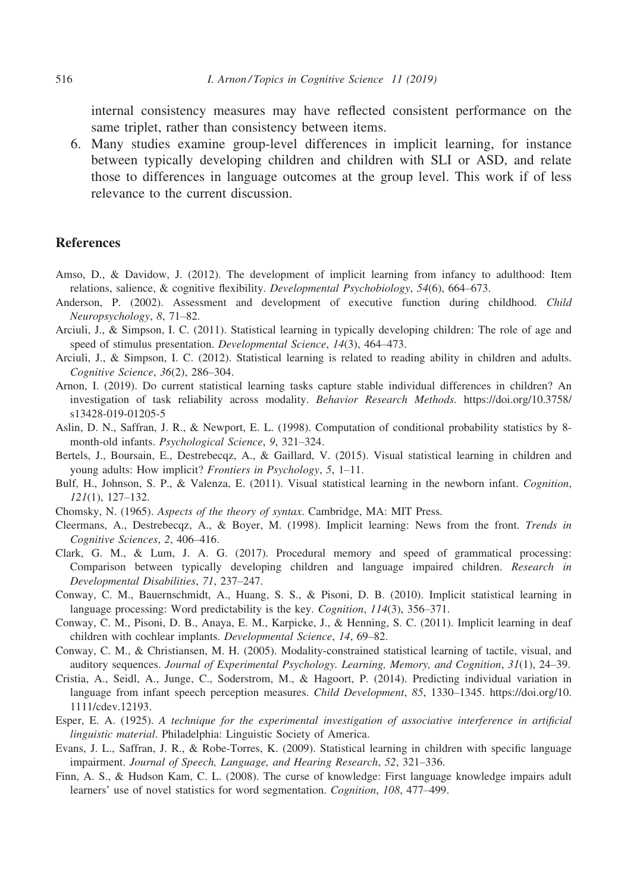internal consistency measures may have reflected consistent performance on the same triplet, rather than consistency between items.

6. Many studies examine group-level differences in implicit learning, for instance between typically developing children and children with SLI or ASD, and relate those to differences in language outcomes at the group level. This work if of less relevance to the current discussion.

## References

Amso, D., & Davidow, J. (2012). The development of implicit learning from infancy to adulthood: Item relations, salience, & cognitive flexibility. *Developmental Psychobiology*, *54*(6), 664–673.

Anderson, P. (2002). Assessment and development of executive function during childhood. *Child Neuropsychology*, *8*, 71–82.

Arciuli, J., & Simpson, I. C. (2011). Statistical learning in typically developing children: The role of age and speed of stimulus presentation. *Developmental Science*, *14*(3), 464–473.

Arciuli, J., & Simpson, I. C. (2012). Statistical learning is related to reading ability in children and adults. *Cognitive Science*, *36*(2), 286–304.

Arnon, I. (2019). Do current statistical learning tasks capture stable individual differences in children? An investigation of task reliability across modality. *Behavior Research Methods*. https://doi.org/10.3758/s13428-019-01205-5

Aslin, D. N., Saffran, J. R., & Newport, E. L. (1998). Computation of conditional probability statistics by 8-month-old infants. *Psychological Science*, *9*, 321–324.

Bertels, J., Boursain, E., Destrebecqz, A., & Gaillard, V. (2015). Visual statistical learning in children and young adults: How implicit? *Frontiers in Psychology*, *5*, 1–11.

Bulf, H., Johnson, S. P., & Valenza, E. (2011). Visual statistical learning in the newborn infant. *Cognition*, *121*(1), 127–132.

Chomsky, N. (1965). *Aspects of the theory of syntax*. Cambridge, MA: MIT Press.

Cleermans, A., Destrebecqz, A., & Boyer, M. (1998). Implicit learning: News from the front. *Trends in Cognitive Sciences*, *2*, 406–416.

Clark, G. M., & Lum, J. A. G. (2017). Procedural memory and speed of grammatical processing: Comparison between typically developing children and language impaired children. *Research in Developmental Disabilities*, *71*, 237–247.

Conway, C. M., Bauernschmidt, A., Huang, S. S., & Pisoni, D. B. (2010). Implicit statistical learning in language processing: Word predictability is the key. *Cognition*, *114*(3), 356–371.

Conway, C. M., Pisoni, D. B., Anaya, E. M., Karpicke, J., & Henning, S. C. (2011). Implicit learning in deaf children with cochlear implants. *Developmental Science*, *14*, 69–82.

Conway, C. M., & Christiansen, M. H. (2005). Modality-constrained statistical learning of tactile, visual, and auditory sequences. *Journal of Experimental Psychology. Learning, Memory, and Cognition*, *31*(1), 24–39.

Cristia, A., Seidl, A., Junge, C., Soderstrom, M., & Hagoort, P. (2014). Predicting individual variation in language from infant speech perception measures. *Child Development*, *85*, 1330–1345. https://doi.org/10.1111/cdev.12193.

Esper, E. A. (1925). *A technique for the experimental investigation of associative interference in artificial linguistic material*. Philadelphia: Linguistic Society of America.

Evans, J. L., Saffran, J. R., & Robe-Torres, K. (2009). Statistical learning in children with specific language impairment. *Journal of Speech, Language, and Hearing Research*, *52*, 321–336.

Finn, A. S., & Hudson Kam, C. L. (2008). The curse of knowledge: First language knowledge impairs adult learners' use of novel statistics for word segmentation. *Cognition*, *108*, 477–499.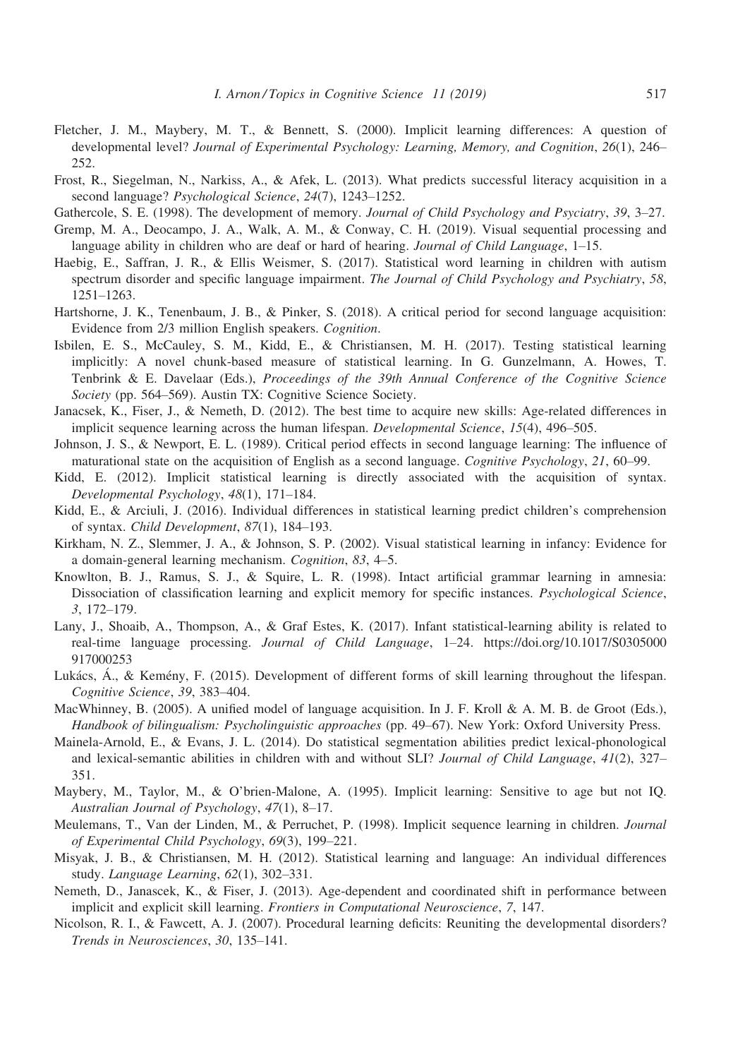Fletcher, J. M., Maybery, M. T., & Bennett, S. (2000). Implicit learning differences: A question of developmental level? *Journal of Experimental Psychology: Learning, Memory, and Cognition*, *26*(1), 246–252.

Frost, R., Siegelman, N., Narkiss, A., & Afek, L. (2013). What predicts successful literacy acquisition in a second language? *Psychological Science*, *24*(7), 1243–1252.

Gathercole, S. E. (1998). The development of memory. *Journal of Child Psychology and Psyciatry*, *39*, 3–27.

Gremp, M. A., Deocampo, J. A., Walk, A. M., & Conway, C. H. (2019). Visual sequential processing and language ability in children who are deaf or hard of hearing. *Journal of Child Language*, 1–15.

Haebig, E., Saffran, J. R., & Ellis Weismer, S. (2017). Statistical word learning in children with autism spectrum disorder and specific language impairment. *The Journal of Child Psychology and Psychiatry*, *58*, 1251–1263.

Hartshorne, J. K., Tenenbaum, J. B., & Pinker, S. (2018). A critical period for second language acquisition: Evidence from 2/3 million English speakers. *Cognition*.

Isbilen, E. S., McCauley, S. M., Kidd, E., & Christiansen, M. H. (2017). Testing statistical learning implicitly: A novel chunk-based measure of statistical learning. In G. Gunzelmann, A. Howes, T. Tenbrink & E. Davelaar (Eds.), *Proceedings of the 39th Annual Conference of the Cognitive Science Society* (pp. 564–569). Austin TX: Cognitive Science Society.

Janacsek, K., Fiser, J., & Nemeth, D. (2012). The best time to acquire new skills: Age-related differences in implicit sequence learning across the human lifespan. *Developmental Science*, *15*(4), 496–505.

Johnson, J. S., & Newport, E. L. (1989). Critical period effects in second language learning: The influence of maturational state on the acquisition of English as a second language. *Cognitive Psychology*, *21*, 60–99.

Kidd, E. (2012). Implicit statistical learning is directly associated with the acquisition of syntax. *Developmental Psychology*, *48*(1), 171–184.

Kidd, E., & Arciuli, J. (2016). Individual differences in statistical learning predict children's comprehension of syntax. *Child Development*, *87*(1), 184–193.

Kirkham, N. Z., Slemmer, J. A., & Johnson, S. P. (2002). Visual statistical learning in infancy: Evidence for a domain-general learning mechanism. *Cognition*, *83*, 4–5.

Knowlton, B. J., Ramus, S. J., & Squire, L. R. (1998). Intact artificial grammar learning in amnesia: Dissociation of classification learning and explicit memory for specific instances. *Psychological Science*, *3*, 172–179.

Lany, J., Shoaib, A., Thompson, A., & Graf Estes, K. (2017). Infant statistical-learning ability is related to real-time language processing. *Journal of Child Language*, 1–24. https://doi.org/10.1017/S0305000917000253

Lukács, Á., & Kemény, F. (2015). Development of different forms of skill learning throughout the lifespan. *Cognitive Science*, *39*, 383–404.

MacWhinney, B. (2005). A unified model of language acquisition. In J. F. Kroll & A. M. B. de Groot (Eds.), *Handbook of bilingualism: Psycholinguistic approaches* (pp. 49–67). New York: Oxford University Press.

Mainela-Arnold, E., & Evans, J. L. (2014). Do statistical segmentation abilities predict lexical-phonological and lexical-semantic abilities in children with and without SLI? *Journal of Child Language*, *41*(2), 327–351.

Maybery, M., Taylor, M., & O'brien-Malone, A. (1995). Implicit learning: Sensitive to age but not IQ. *Australian Journal of Psychology*, *47*(1), 8–17.

Meulemans, T., Van der Linden, M., & Perruchet, P. (1998). Implicit sequence learning in children. *Journal of Experimental Child Psychology*, *69*(3), 199–221.

Misyak, J. B., & Christiansen, M. H. (2012). Statistical learning and language: An individual differences study. *Language Learning*, *62*(1), 302–331.

Nemeth, D., Janascek, K., & Fiser, J. (2013). Age-dependent and coordinated shift in performance between implicit and explicit skill learning. *Frontiers in Computational Neuroscience*, *7*, 147.

Nicolson, R. I., & Fawcett, A. J. (2007). Procedural learning deficits: Reuniting the developmental disorders? *Trends in Neurosciences*, *30*, 135–141.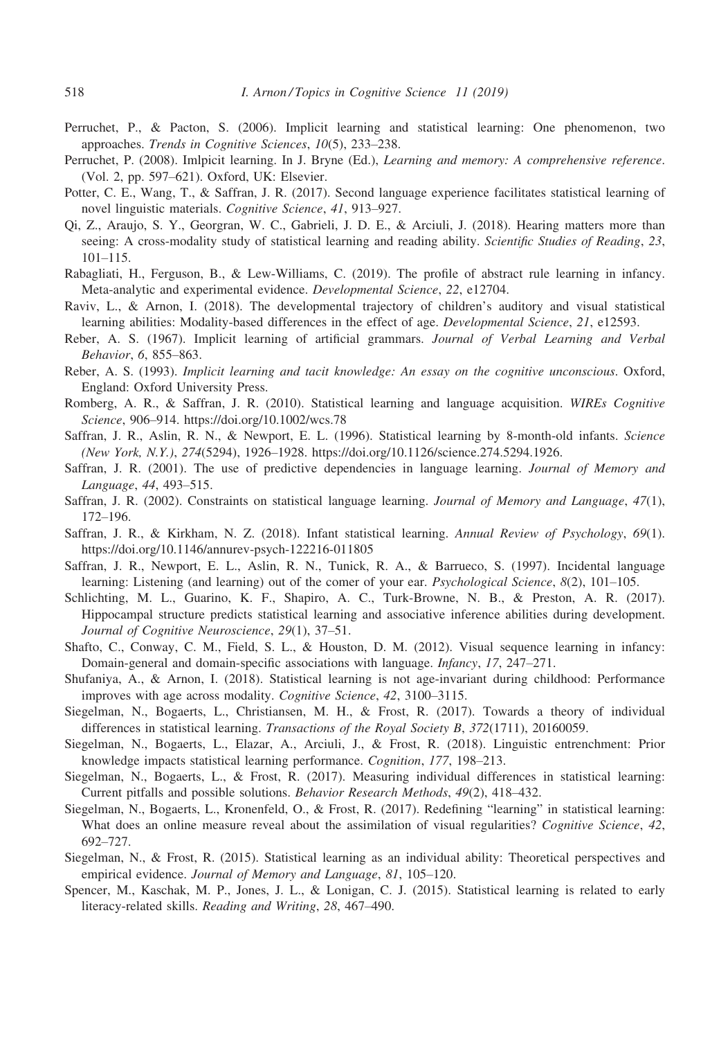Perruchet, P., & Pacton, S. (2006). Implicit learning and statistical learning: One phenomenon, two approaches. *Trends in Cognitive Sciences*, *10*(5), 233–238.

Perruchet, P. (2008). Imlpicit learning. In J. Bryne (Ed.), *Learning and memory: A comprehensive reference*. (Vol. 2, pp. 597–621). Oxford, UK: Elsevier.

Potter, C. E., Wang, T., & Saffran, J. R. (2017). Second language experience facilitates statistical learning of novel linguistic materials. *Cognitive Science*, *41*, 913–927.

Qi, Z., Araujo, S. Y., Georgran, W. C., Gabrieli, J. D. E., & Arciuli, J. (2018). Hearing matters more than seeing: A cross-modality study of statistical learning and reading ability. *Scientific Studies of Reading*, *23*, 101–115.

Rabagliati, H., Ferguson, B., & Lew-Williams, C. (2019). The profile of abstract rule learning in infancy. Meta-analytic and experimental evidence. *Developmental Science*, *22*, e12704.

Raviv, L., & Arnon, I. (2018). The developmental trajectory of children's auditory and visual statistical learning abilities: Modality-based differences in the effect of age. *Developmental Science*, *21*, e12593.

Reber, A. S. (1967). Implicit learning of artificial grammars. *Journal of Verbal Learning and Verbal Behavior*, *6*, 855–863.

Reber, A. S. (1993). *Implicit learning and tacit knowledge: An essay on the cognitive unconscious*. Oxford, England: Oxford University Press.

Romberg, A. R., & Saffran, J. R. (2010). Statistical learning and language acquisition. *WIREs Cognitive Science*, 906–914. https://doi.org/10.1002/wcs.78

Saffran, J. R., Aslin, R. N., & Newport, E. L. (1996). Statistical learning by 8-month-old infants. *Science (New York, N.Y.)*, *274*(5294), 1926–1928. https://doi.org/10.1126/science.274.5294.1926.

Saffran, J. R. (2001). The use of predictive dependencies in language learning. *Journal of Memory and Language*, *44*, 493–515.

Saffran, J. R. (2002). Constraints on statistical language learning. *Journal of Memory and Language*, *47*(1), 172–196.

Saffran, J. R., & Kirkham, N. Z. (2018). Infant statistical learning. *Annual Review of Psychology*, *69*(1). https://doi.org/10.1146/annurev-psych-122216-011805

Saffran, J. R., Newport, E. L., Aslin, R. N., Tunick, R. A., & Barrueco, S. (1997). Incidental language learning: Listening (and learning) out of the comer of your ear. *Psychological Science*, *8*(2), 101–105.

Schlichting, M. L., Guarino, K. F., Shapiro, A. C., Turk-Browne, N. B., & Preston, A. R. (2017). Hippocampal structure predicts statistical learning and associative inference abilities during development. *Journal of Cognitive Neuroscience*, *29*(1), 37–51.

Shafto, C., Conway, C. M., Field, S. L., & Houston, D. M. (2012). Visual sequence learning in infancy: Domain-general and domain-specific associations with language. *Infancy*, *17*, 247–271.

Shufaniya, A., & Arnon, I. (2018). Statistical learning is not age-invariant during childhood: Performance improves with age across modality. *Cognitive Science*, *42*, 3100–3115.

Siegelman, N., Bogaerts, L., Christiansen, M. H., & Frost, R. (2017). Towards a theory of individual differences in statistical learning. *Transactions of the Royal Society B*, *372*(1711), 20160059.

Siegelman, N., Bogaerts, L., Elazar, A., Arciuli, J., & Frost, R. (2018). Linguistic entrenchment: Prior knowledge impacts statistical learning performance. *Cognition*, *177*, 198–213.

Siegelman, N., Bogaerts, L., & Frost, R. (2017). Measuring individual differences in statistical learning: Current pitfalls and possible solutions. *Behavior Research Methods*, *49*(2), 418–432.

Siegelman, N., Bogaerts, L., Kronenfeld, O., & Frost, R. (2017). Redefining "learning" in statistical learning: What does an online measure reveal about the assimilation of visual regularities? *Cognitive Science*, *42*, 692–727.

Siegelman, N., & Frost, R. (2015). Statistical learning as an individual ability: Theoretical perspectives and empirical evidence. *Journal of Memory and Language*, *81*, 105–120.

Spencer, M., Kaschak, M. P., Jones, J. L., & Lonigan, C. J. (2015). Statistical learning is related to early literacy-related skills. *Reading and Writing*, *28*, 467–490.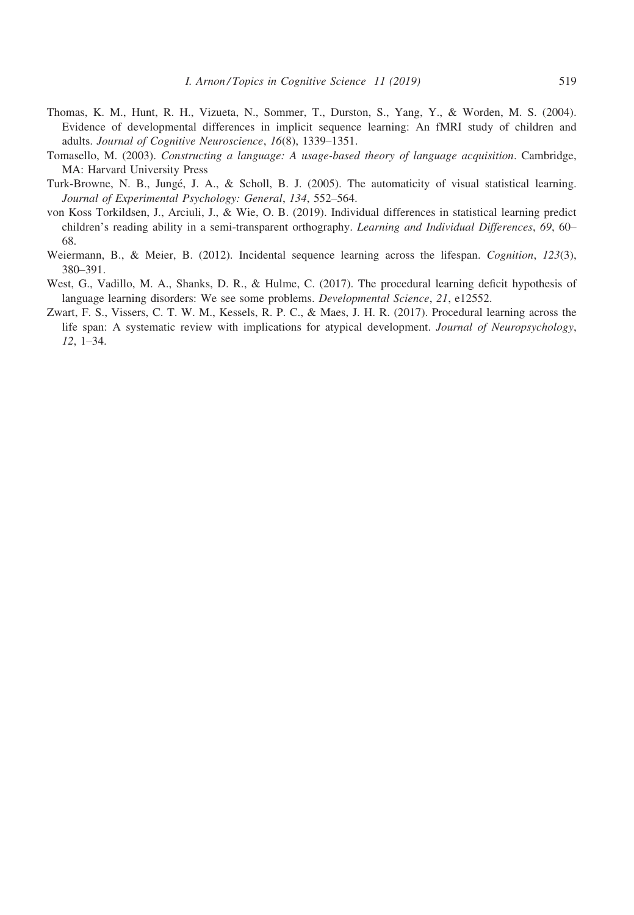Thomas, K. M., Hunt, R. H., Vizueta, N., Sommer, T., Durston, S., Yang, Y., & Worden, M. S. (2004). Evidence of developmental differences in implicit sequence learning: An fMRI study of children and adults. *Journal of Cognitive Neuroscience*, *16*(8), 1339–1351.

Tomasello, M. (2003). *Constructing a language: A usage-based theory of language acquisition*. Cambridge, MA: Harvard University Press

Turk-Browne, N. B., Jungé, J. A., & Scholl, B. J. (2005). The automaticity of visual statistical learning. *Journal of Experimental Psychology: General*, *134*, 552–564.

von Koss Torkildsen, J., Arciuli, J., & Wie, O. B. (2019). Individual differences in statistical learning predict children's reading ability in a semi-transparent orthography. *Learning and Individual Differences*, *69*, 60–68.

Weiermann, B., & Meier, B. (2012). Incidental sequence learning across the lifespan. *Cognition*, *123*(3), 380–391.

West, G., Vadillo, M. A., Shanks, D. R., & Hulme, C. (2017). The procedural learning deficit hypothesis of language learning disorders: We see some problems. *Developmental Science*, *21*, e12552.

Zwart, F. S., Vissers, C. T. W. M., Kessels, R. P. C., & Maes, J. H. R. (2017). Procedural learning across the life span: A systematic review with implications for atypical development. *Journal of Neuropsychology*, *12*, 1–34.